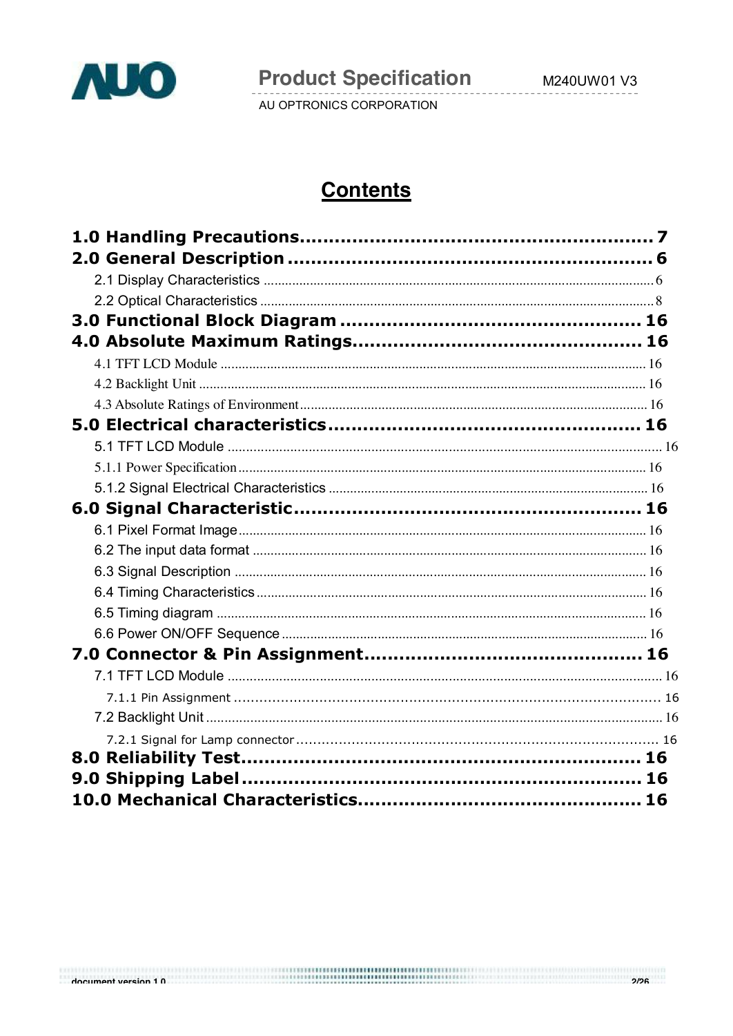# Contents

**1.0 Handling Precautions........................................................ 7**

**2.0 General Description ......................................................... 6**

2.1 Display Characteristics ........................................................................................... 6

2.2 Optical Characteristics ............................................................................................ 8

**3.0 Functional Block Diagram ................................................ 16**

**4.0 Absolute Maximum Ratings.............................................. 16**

4.1 TFT LCD Module ........................................................................................................ 16

4.2 Backlight Unit .............................................................................................................. 16

4.3 Absolute Ratings of Environment.................................................................................. 16

**5.0 Electrical characteristics.................................................. 16**

5.1 TFT LCD Module ......................................................................................................... 16

5.1.1 Power Specification.................................................................................................. 16

5.1.2 Signal Electrical Characteristics ............................................................................ 16

**6.0 Signal Characteristic........................................................ 16**

6.1 Pixel Format Image...................................................................................................... 16

6.2 The input data format ................................................................................................. 16

6.3 Signal Description ....................................................................................................... 16

6.4 Timing Characteristics................................................................................................. 16

6.5 Timing diagram ........................................................................................................... 16

6.6 Power ON/OFF Sequence ............................................................................................ 16

**7.0 Connector & Pin Assignment............................................ 16**

7.1 TFT LCD Module ......................................................................................................... 16

7.1.1 Pin Assignment ......................................................................................................... 16

7.2 Backlight Unit ............................................................................................................... 16

7.2.1 Signal for Lamp connector ......................................................................................... 16

**8.0 Reliability Test................................................................. 16**

**9.0 Shipping Label ................................................................ 16**

**10.0 Mechanical Characteristics............................................. 16**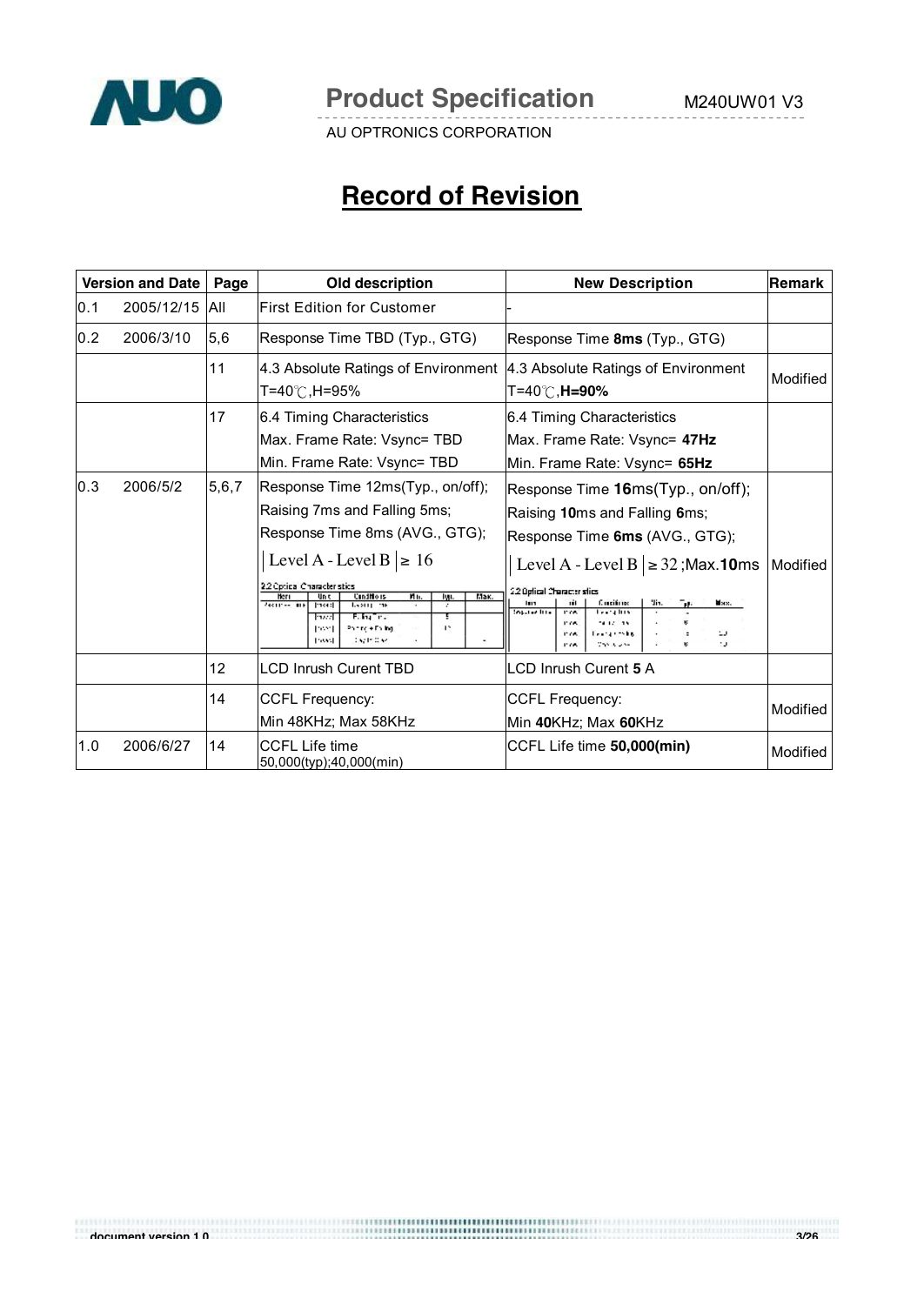# Record of Revision

| Version and Date | Page | Old description | New Description | Remark |
|---|---|---|---|---|
| 0.1 2005/12/15 | All | First Edition for Customer | - | |
| 0.2 2006/3/10 | 5,6 | Response Time TBD (Typ., GTG) | Response Time **8ms** (Typ., GTG) | |
| | 11 | 4.3 Absolute Ratings of Environment T=40℃,H=95% | 4.3 Absolute Ratings of Environment T=40℃,**H=90%** | Modified |
| | 17 | 6.4 Timing Characteristics Max. Frame Rate: Vsync= TBD Min. Frame Rate: Vsync= TBD | 6.4 Timing Characteristics Max. Frame Rate: Vsync= **47Hz** Min. Frame Rate: Vsync= **65Hz** | |
| 0.3 2006/5/2 | 5,6,7 | Response Time 12ms(Typ., on/off); Raising 7ms and Falling 5ms; Response Time 8ms (AVG., GTG); $\lvert \text{Level A - Level B} \rvert \geq 16$ 2.2 Optical Characteristics | Response Time **16**ms(Typ., on/off); Raising **10**ms and Falling **6**ms; Response Time **6ms** (AVG., GTG); $\lvert \text{Level A - Level B} \rvert \geq 32$ ;Max.**10**ms 2.2 Optical Characteristics | Modified |
| | 12 | LCD Inrush Curent TBD | LCD Inrush Curent **5** A | |
| | 14 | CCFL Frequency: Min 48KHz; Max 58KHz | CCFL Frequency: Min **40**KHz; Max **60**KHz | Modified |
| 1.0 2006/6/27 | 14 | CCFL Life time 50,000(typ);40,000(min) | CCFL Life time **50,000(min)** | Modified |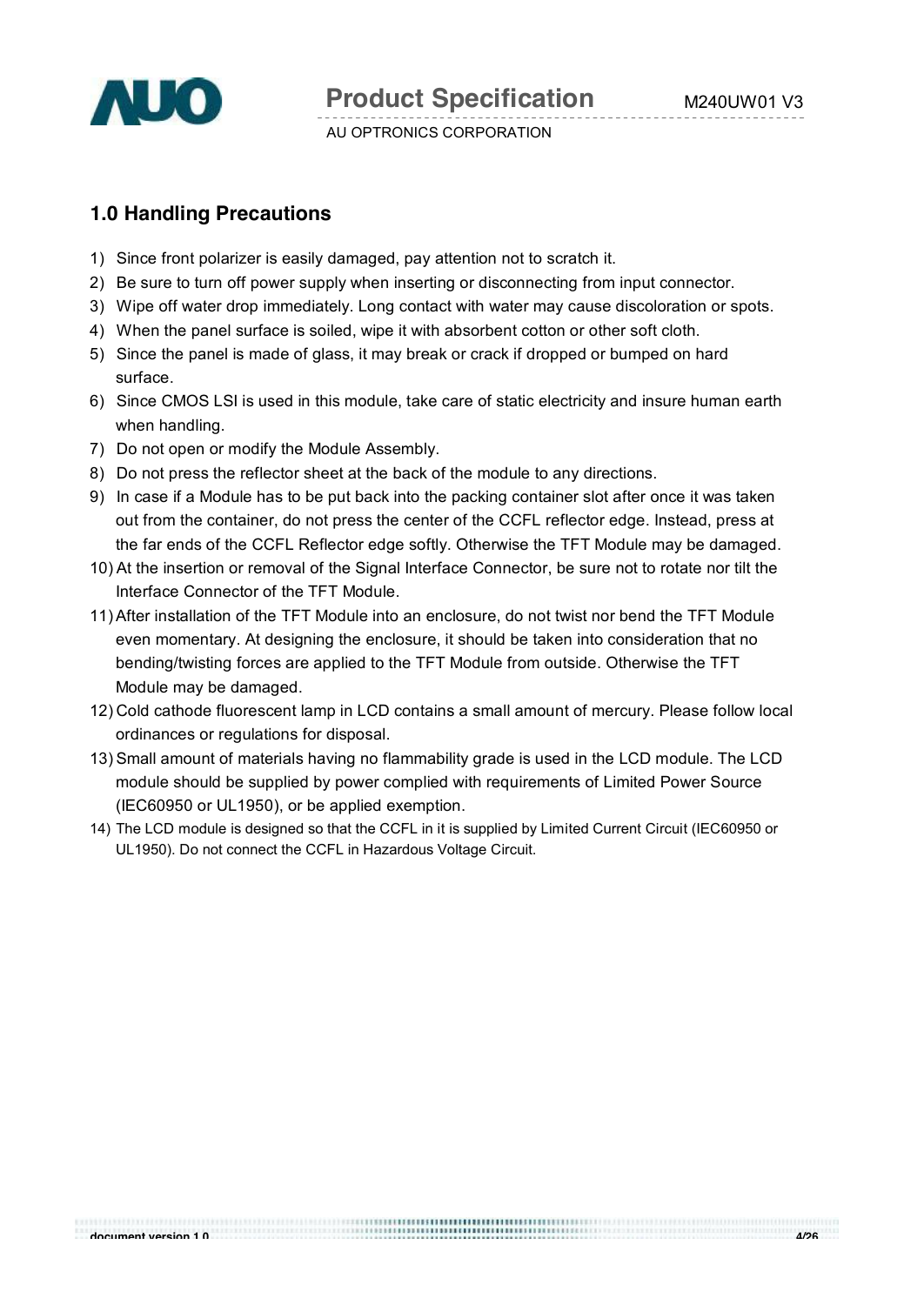## 1.0 Handling Precautions

1) Since front polarizer is easily damaged, pay attention not to scratch it.
2) Be sure to turn off power supply when inserting or disconnecting from input connector.
3) Wipe off water drop immediately. Long contact with water may cause discoloration or spots.
4) When the panel surface is soiled, wipe it with absorbent cotton or other soft cloth.
5) Since the panel is made of glass, it may break or crack if dropped or bumped on hard surface.
6) Since CMOS LSI is used in this module, take care of static electricity and insure human earth when handling.
7) Do not open or modify the Module Assembly.
8) Do not press the reflector sheet at the back of the module to any directions.
9) In case if a Module has to be put back into the packing container slot after once it was taken out from the container, do not press the center of the CCFL reflector edge. Instead, press at the far ends of the CCFL Reflector edge softly. Otherwise the TFT Module may be damaged.
10) At the insertion or removal of the Signal Interface Connector, be sure not to rotate nor tilt the Interface Connector of the TFT Module.
11) After installation of the TFT Module into an enclosure, do not twist nor bend the TFT Module even momentary. At designing the enclosure, it should be taken into consideration that no bending/twisting forces are applied to the TFT Module from outside. Otherwise the TFT Module may be damaged.
12) Cold cathode fluorescent lamp in LCD contains a small amount of mercury. Please follow local ordinances or regulations for disposal.
13) Small amount of materials having no flammability grade is used in the LCD module. The LCD module should be supplied by power complied with requirements of Limited Power Source (IEC60950 or UL1950), or be applied exemption.
14) The LCD module is designed so that the CCFL in it is supplied by Limited Current Circuit (IEC60950 or UL1950). Do not connect the CCFL in Hazardous Voltage Circuit.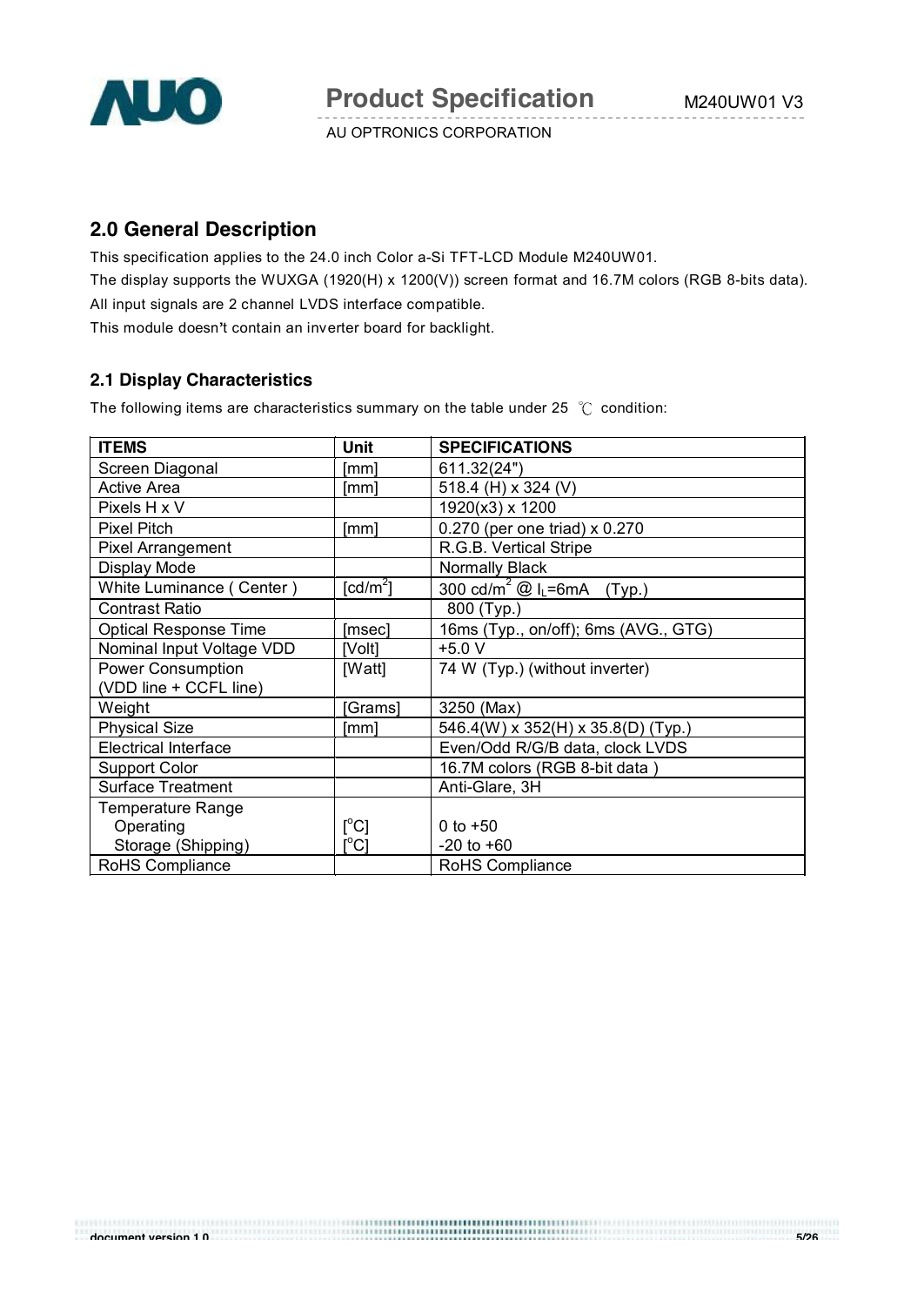## 2.0 General Description

This specification applies to the 24.0 inch Color a-Si TFT-LCD Module M240UW01.

The display supports the WUXGA (1920(H) x 1200(V)) screen format and 16.7M colors (RGB 8-bits data).

All input signals are 2 channel LVDS interface compatible.

This module doesn't contain an inverter board for backlight.

### 2.1 Display Characteristics

The following items are characteristics summary on the table under 25 ℃ condition:

| ITEMS | Unit | SPECIFICATIONS |
|---|---|---|
| Screen Diagonal | [mm] | 611.32(24") |
| Active Area | [mm] | 518.4 (H) x 324 (V) |
| Pixels H x V | | 1920(x3) x 1200 |
| Pixel Pitch | [mm] | 0.270 (per one triad) x 0.270 |
| Pixel Arrangement | | R.G.B. Vertical Stripe |
| Display Mode | | Normally Black |
| White Luminance ( Center ) | [cd/m²] | 300 cd/m² @ $I_L$=6mA (Typ.) |
| Contrast Ratio | | 800 (Typ.) |
| Optical Response Time | [msec] | 16ms (Typ., on/off); 6ms (AVG., GTG) |
| Nominal Input Voltage VDD | [Volt] | +5.0 V |
| Power Consumption (VDD line + CCFL line) | [Watt] | 74 W (Typ.) (without inverter) |
| Weight | [Grams] | 3250 (Max) |
| Physical Size | [mm] | 546.4(W) x 352(H) x 35.8(D) (Typ.) |
| Electrical Interface | | Even/Odd R/G/B data, clock LVDS |
| Support Color | | 16.7M colors (RGB 8-bit data ) |
| Surface Treatment | | Anti-Glare, 3H |
| Temperature Range<br>Operating<br>Storage (Shipping) | <br>[°C]<br>[°C] | <br>0 to +50<br>-20 to +60 |
| RoHS Compliance | | RoHS Compliance |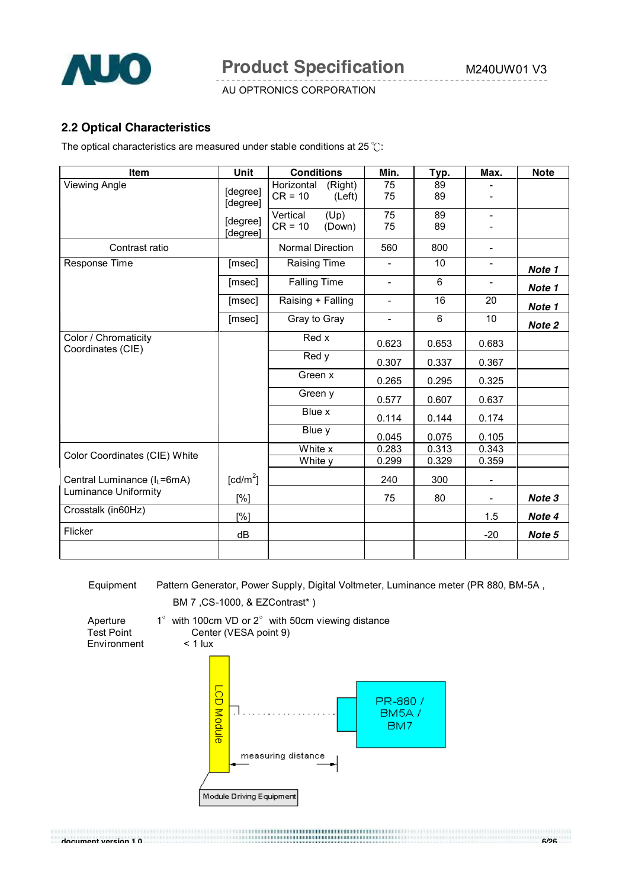## 2.2 Optical Characteristics

The optical characteristics are measured under stable conditions at 25 ℃:

| Item | Unit | Conditions | Min. | Typ. | Max. | Note |
|---|---|---|---|---|---|---|
| Viewing Angle | [degree] | Horizontal CR = 10 (Right) | 75 | 89 | - | |
| | [degree] | Horizontal CR = 10 (Left) | 75 | 89 | - | |
| | [degree] | Vertical CR = 10 (Up) | 75 | 89 | - | |
| | [degree] | Vertical CR = 10 (Down) | 75 | 89 | - | |
| Contrast ratio | | Normal Direction | 560 | 800 | - | |
| Response Time | [msec] | Raising Time | - | 10 | - | ***Note 1*** |
| | [msec] | Falling Time | - | 6 | - | ***Note 1*** |
| | [msec] | Raising + Falling | - | 16 | 20 | ***Note 1*** |
| | [msec] | Gray to Gray | - | 6 | 10 | ***Note 2*** |
| Color / Chromaticity Coordinates (CIE) | | Red x | 0.623 | 0.653 | 0.683 | |
| | | Red y | 0.307 | 0.337 | 0.367 | |
| | | Green x | 0.265 | 0.295 | 0.325 | |
| | | Green y | 0.577 | 0.607 | 0.637 | |
| | | Blue x | 0.114 | 0.144 | 0.174 | |
| | | Blue y | 0.045 | 0.075 | 0.105 | |
| Color Coordinates (CIE) White | | White x | 0.283 | 0.313 | 0.343 | |
| | | White y | 0.299 | 0.329 | 0.359 | |
| Central Luminance ($I_L$=6mA) | [cd/m$^2$] | | 240 | 300 | - | |
| Luminance Uniformity | [%] | | 75 | 80 | - | ***Note 3*** |
| Crosstalk (in60Hz) | [%] | | | | 1.5 | ***Note 4*** |
| Flicker | dB | | | | -20 | ***Note 5*** |
| | | | | | | |

Equipment Pattern Generator, Power Supply, Digital Voltmeter, Luminance meter (PR 880, BM-5A , BM 7 ,CS-1000, & EZContrast* )

Aperture 1° with 100cm VD or 2° with 50cm viewing distance

Test Point Center (VESA point 9)

Environment < 1 lux

LCD Module

PR-880 / BM5A / BM7

measuring distance

Module Driving Equipment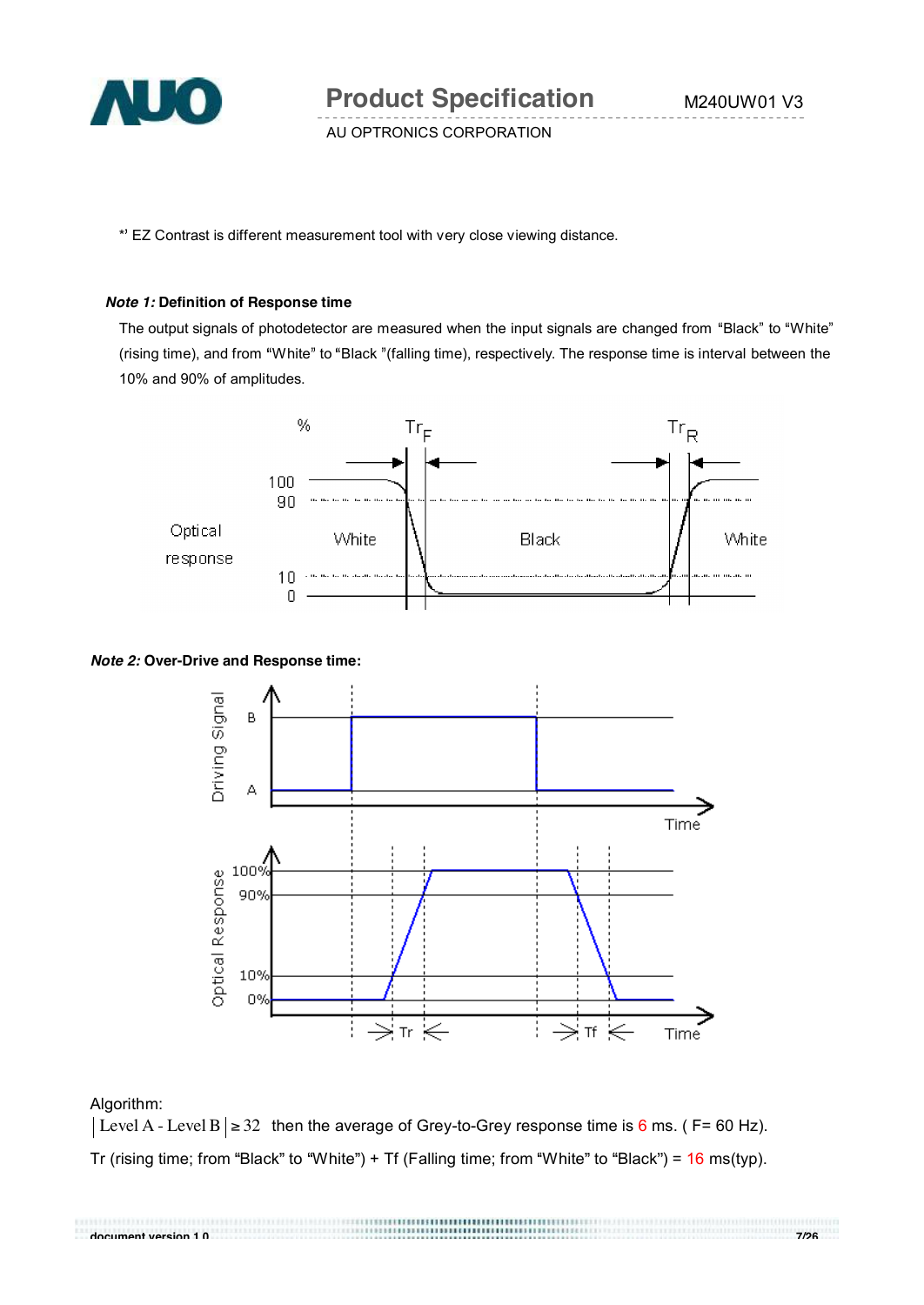*' EZ Contrast is different measurement tool with very close viewing distance.

***Note 1:*** **Definition of Response time**

The output signals of photodetector are measured when the input signals are changed from "Black" to "White" (rising time), and from "White" to "Black "(falling time), respectively. The response time is interval between the 10% and 90% of amplitudes.

***Note 2:*** **Over-Drive and Response time:**

Algorithm:

$|\text{Level A} - \text{Level B}| \geq 32$ then the average of Grey-to-Grey response time is 6 ms. ( F= 60 Hz).

Tr (rising time; from "Black" to "White") + Tf (Falling time; from "White" to "Black") = 16 ms(typ).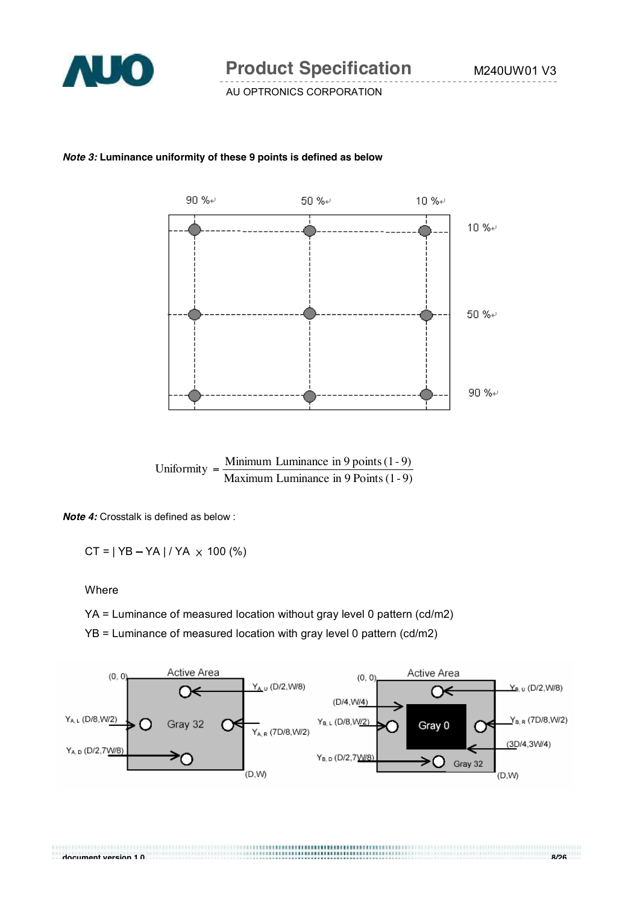***Note 3:*** **Luminance uniformity of these 9 points is defined as below**

$$\text{Uniformity} = \frac{\text{Minimum Luminance in 9 points (1 - 9)}}{\text{Maximum Luminance in 9 Points (1 - 9)}}$$

***Note 4:*** Crosstalk is defined as below :

$$CT = | YB - YA | / YA \times 100\ (\%)$$

Where

YA = Luminance of measured location without gray level 0 pattern (cd/m2)

YB = Luminance of measured location with gray level 0 pattern (cd/m2)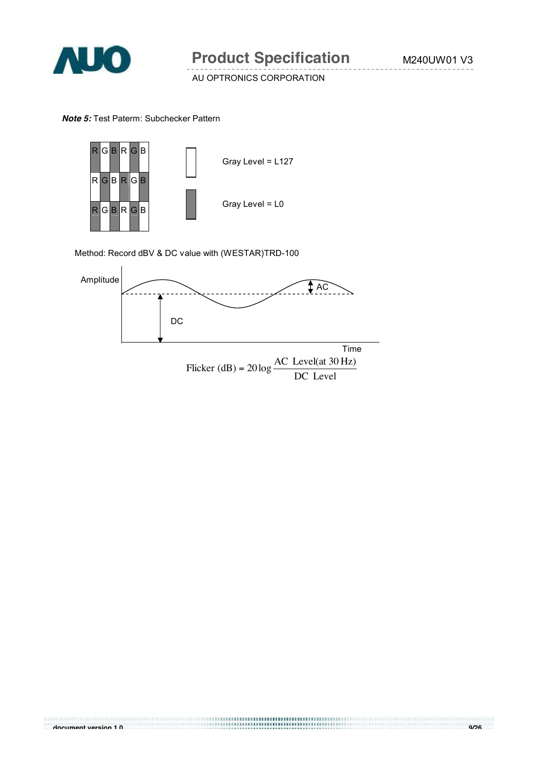***Note 5:*** Test Paterm: Subchecker Pattern

| R | G | B | R | G | B |
|---|---|---|---|---|---|
| R | G | B | R | G | B |
| R | G | B | R | G | B |

Gray Level = L127

Gray Level = L0

Method: Record dBV & DC value with (WESTAR)TRD-100

Amplitude

AC

DC

Time

$$\text{Flicker (dB)} = 20\log\frac{\text{AC Level(at 30 Hz)}}{\text{DC Level}}$$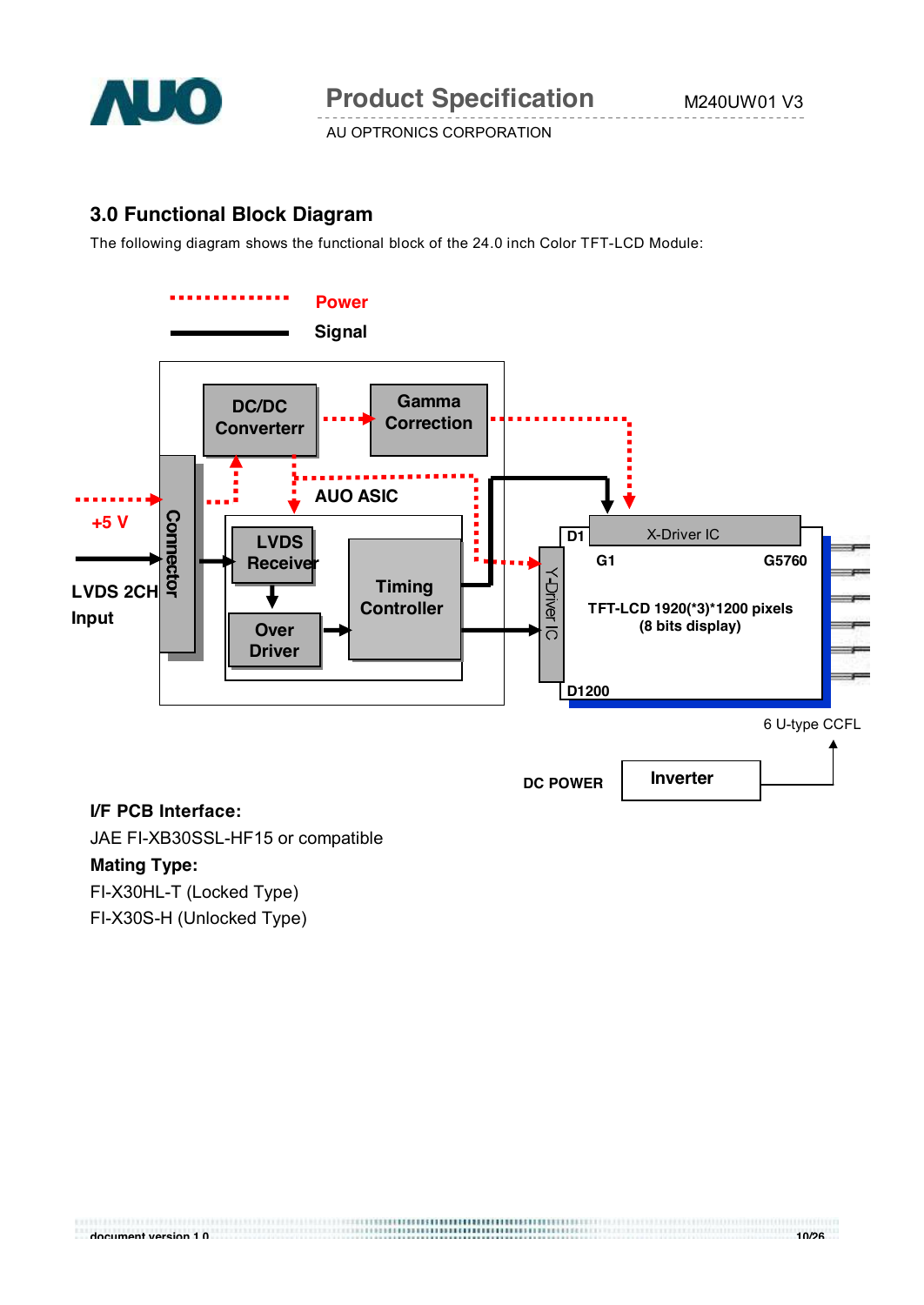## 3.0 Functional Block Diagram

The following diagram shows the functional block of the 24.0 inch Color TFT-LCD Module:

Power

Signal

DC/DC Converterr

Gamma Correction

+5 V

Connector

AUO ASIC

LVDS 2CH Input

LVDS Receiver

Over Driver

Timing Controller

D1

X-Driver IC

G1

G5760

Y-Driver IC

TFT-LCD 1920(*3)*1200 pixels (8 bits display)

D1200

6 U-type CCFL

DC POWER

Inverter

**I/F PCB Interface:**

JAE FI-XB30SSL-HF15 or compatible

**Mating Type:**

FI-X30HL-T (Locked Type)

FI-X30S-H (Unlocked Type)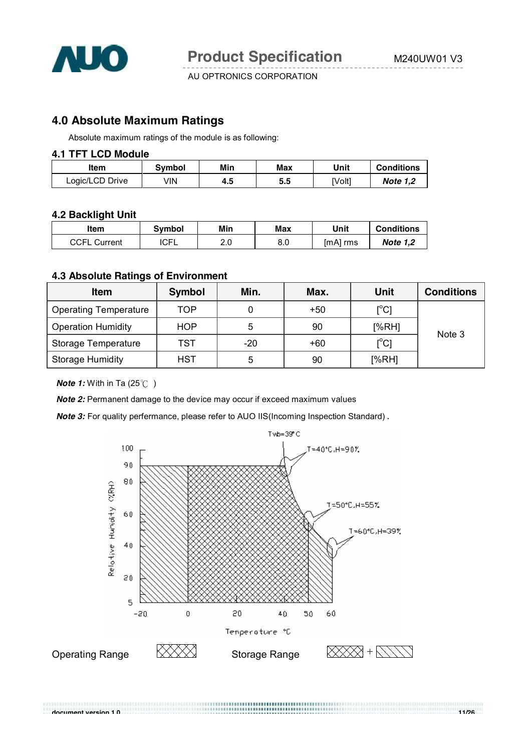## 4.0 Absolute Maximum Ratings

Absolute maximum ratings of the module is as following:

### 4.1 TFT LCD Module

| Item | Symbol | Min | Max | Unit | Conditions |
|---|---|---|---|---|---|
| Logic/LCD Drive | VIN | **4.5** | **5.5** | [Volt] | ***Note 1,2*** |

### 4.2 Backlight Unit

| Item | Symbol | Min | Max | Unit | Conditions |
|---|---|---|---|---|---|
| CCFL Current | ICFL | 2.0 | 8.0 | [mA] rms | ***Note 1,2*** |

### 4.3 Absolute Ratings of Environment

| Item | Symbol | Min. | Max. | Unit | Conditions |
|---|---|---|---|---|---|
| Operating Temperature | TOP | 0 | +50 | [°C] | Note 3 |
| Operation Humidity | HOP | 5 | 90 | [%RH] | |
| Storage Temperature | TST | -20 | +60 | [°C] | |
| Storage Humidity | HST | 5 | 90 | [%RH] | |

***Note 1:*** With in Ta (25℃ )

***Note 2:*** Permanent damage to the device may occur if exceed maximum values

***Note 3:*** For quality perfermance, please refer to AUO IIS(Incoming Inspection Standard) **.**

Operating Range    Storage Range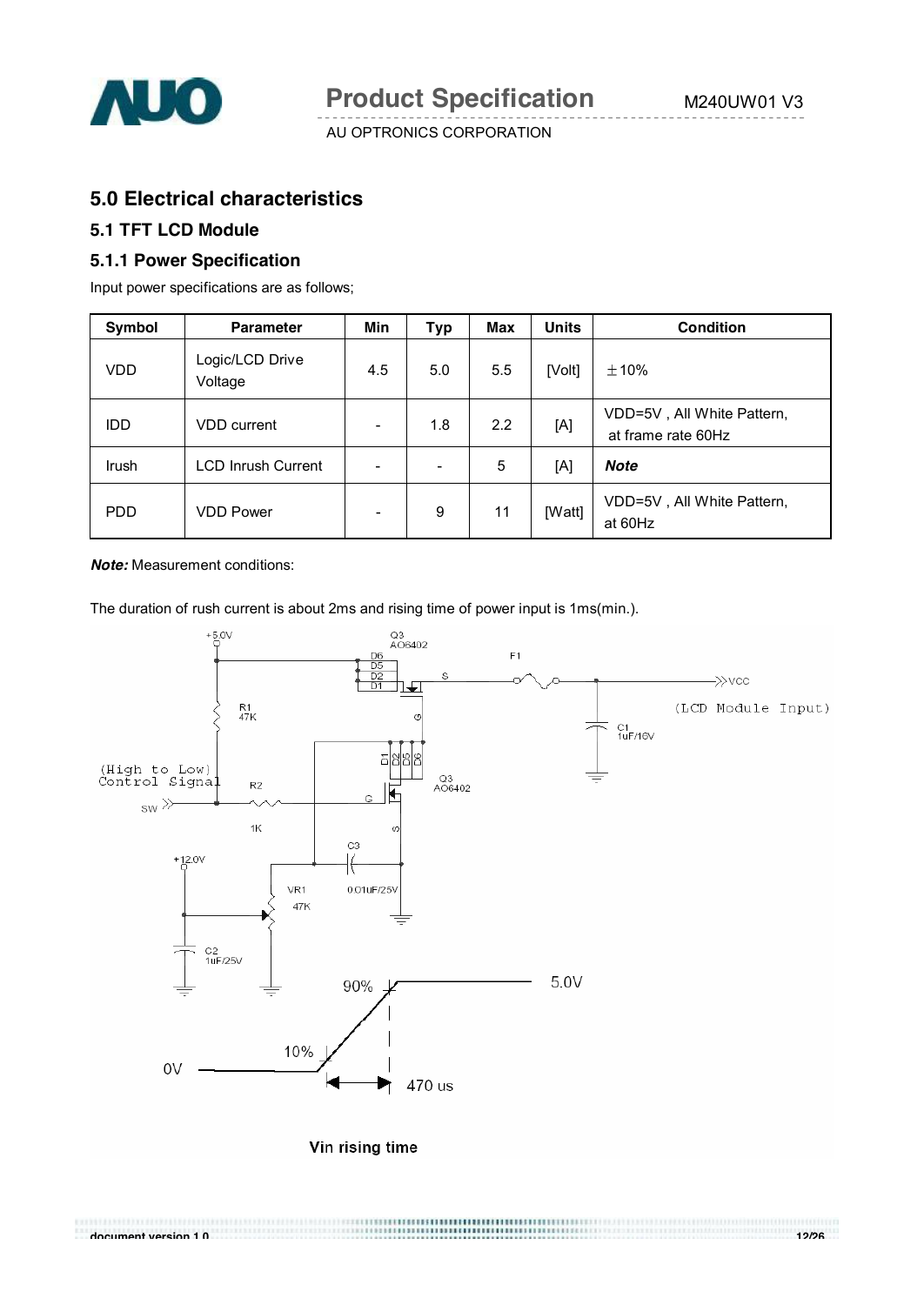## 5.0 Electrical characteristics

### 5.1 TFT LCD Module

### 5.1.1 Power Specification

Input power specifications are as follows;

| Symbol | Parameter | Min | Typ | Max | Units | Condition |
|---|---|---|---|---|---|---|
| VDD | Logic/LCD Drive Voltage | 4.5 | 5.0 | 5.5 | [Volt] | ±10% |
| IDD | VDD current | - | 1.8 | 2.2 | [A] | VDD=5V , All White Pattern, at frame rate 60Hz |
| Irush | LCD Inrush Current | - | - | 5 | [A] | ***Note*** |
| PDD | VDD Power | - | 9 | 11 | [Watt] | VDD=5V , All White Pattern, at 60Hz |

***Note:*** Measurement conditions:

The duration of rush current is about 2ms and rising time of power input is 1ms(min.).

+5.0V, Q3 AO6402, D6 D5 D2 D1, F1, S, VCC (LCD Module Input), R1 47K, G, C1 1uF/16V, (High to Low) Control Signal, R2, 1K, SW, D1 D2 D5 D6, Q3 AO6402, G, S, C3, +12.0V, VR1 47K, 0.01uF/25V, C2 1uF/25V

90%, 5.0V, 10%, 0V, 470 us

Vin rising time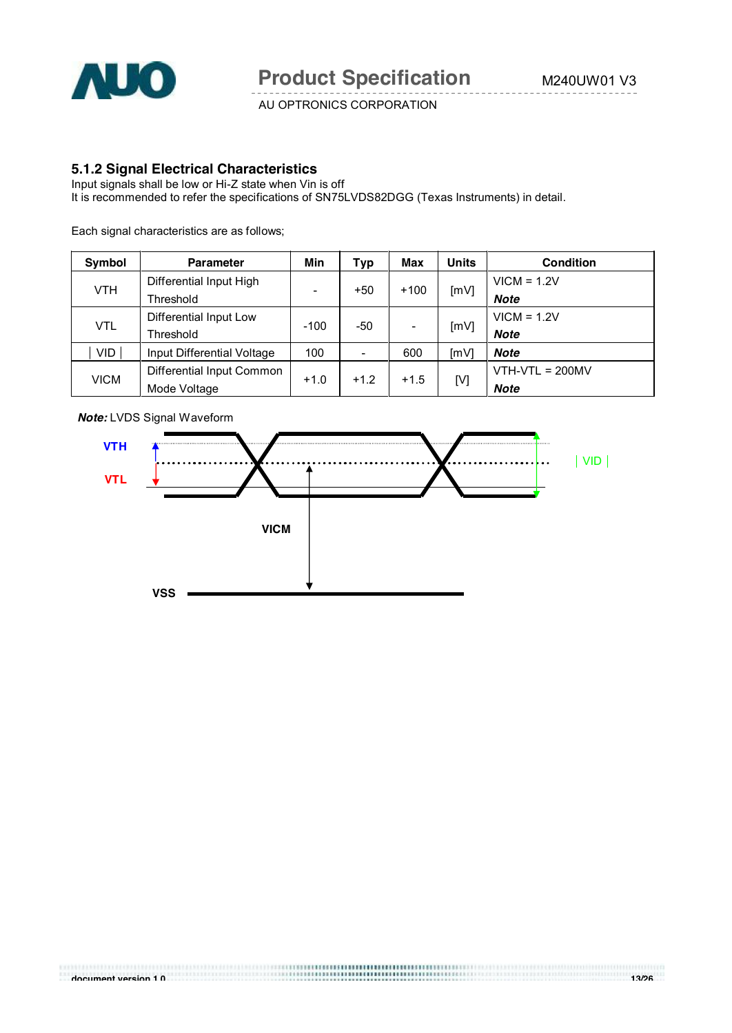### 5.1.2 Signal Electrical Characteristics

Input signals shall be low or Hi-Z state when Vin is off

It is recommended to refer the specifications of SN75LVDS82DGG (Texas Instruments) in detail.

Each signal characteristics are as follows;

| Symbol | Parameter | Min | Typ | Max | Units | Condition |
|---|---|---|---|---|---|---|
| VTH | Differential Input High Threshold | - | +50 | +100 | [mV] | VICM = 1.2V ***Note*** |
| VTL | Differential Input Low Threshold | -100 | -50 | - | [mV] | VICM = 1.2V ***Note*** |
| ∣ VID ∣ | Input Differential Voltage | 100 | - | 600 | [mV] | ***Note*** |
| VICM | Differential Input Common Mode Voltage | +1.0 | +1.2 | +1.5 | [V] | VTH-VTL = 200MV ***Note*** |

***Note:*** LVDS Signal Waveform

VTH

VTL

∣ VID ∣

VICM

VSS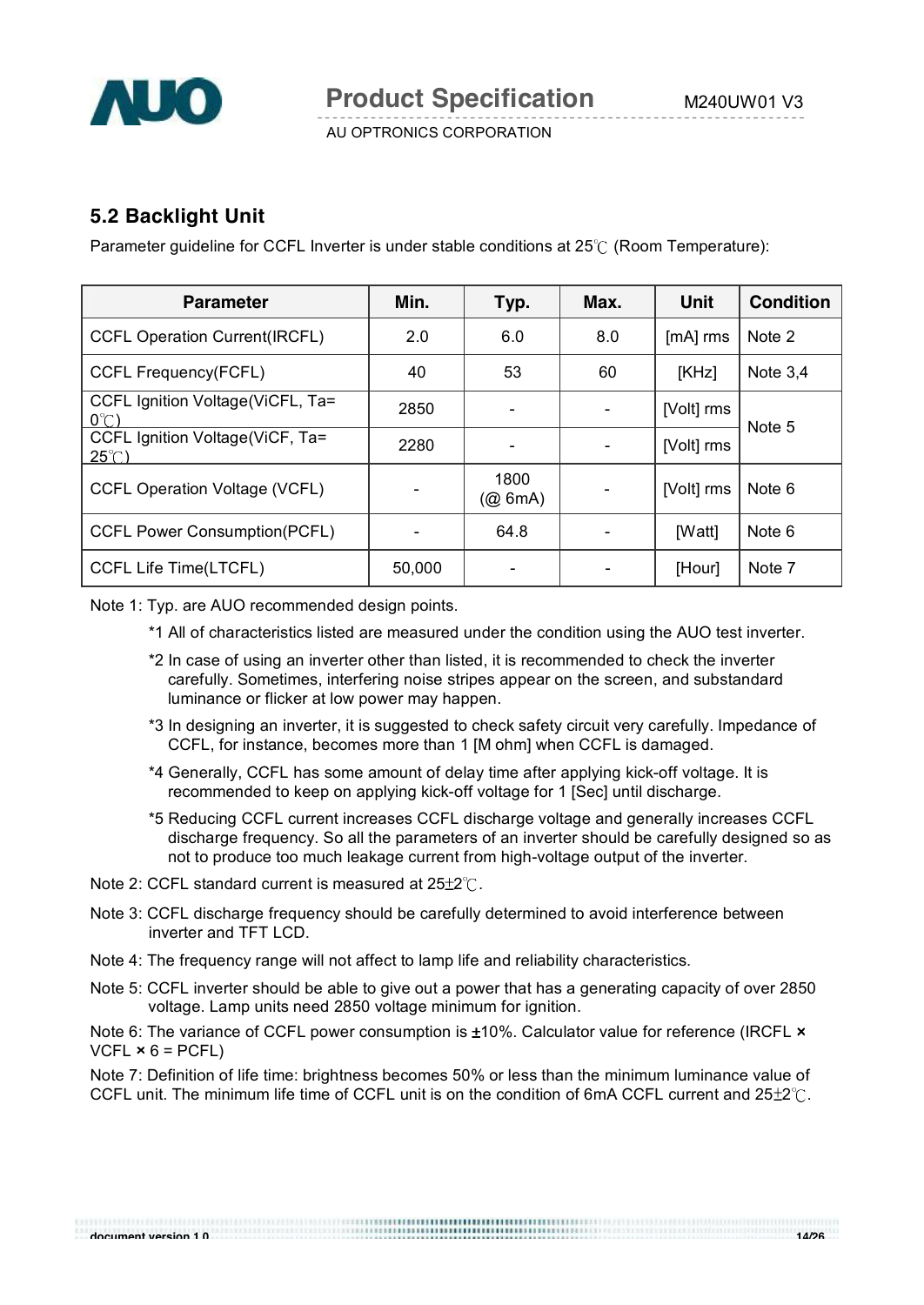## 5.2 Backlight Unit

Parameter guideline for CCFL Inverter is under stable conditions at 25℃ (Room Temperature):

| Parameter | Min. | Typ. | Max. | Unit | Condition |
|---|---|---|---|---|---|
| CCFL Operation Current(IRCFL) | 2.0 | 6.0 | 8.0 | [mA] rms | Note 2 |
| CCFL Frequency(FCFL) | 40 | 53 | 60 | [KHz] | Note 3,4 |
| CCFL Ignition Voltage(ViCFL, Ta= 0℃) | 2850 | - | - | [Volt] rms | Note 5 |
| CCFL Ignition Voltage(ViCF, Ta= 25℃) | 2280 | - | - | [Volt] rms | |
| CCFL Operation Voltage (VCFL) | - | 1800 (@ 6mA) | - | [Volt] rms | Note 6 |
| CCFL Power Consumption(PCFL) | - | 64.8 | - | [Watt] | Note 6 |
| CCFL Life Time(LTCFL) | 50,000 | - | - | [Hour] | Note 7 |

Note 1: Typ. are AUO recommended design points.

*1 All of characteristics listed are measured under the condition using the AUO test inverter.

*2 In case of using an inverter other than listed, it is recommended to check the inverter carefully. Sometimes, interfering noise stripes appear on the screen, and substandard luminance or flicker at low power may happen.

*3 In designing an inverter, it is suggested to check safety circuit very carefully. Impedance of CCFL, for instance, becomes more than 1 [M ohm] when CCFL is damaged.

*4 Generally, CCFL has some amount of delay time after applying kick-off voltage. It is recommended to keep on applying kick-off voltage for 1 [Sec] until discharge.

*5 Reducing CCFL current increases CCFL discharge voltage and generally increases CCFL discharge frequency. So all the parameters of an inverter should be carefully designed so as not to produce too much leakage current from high-voltage output of the inverter.

Note 2: CCFL standard current is measured at 25±2℃.

Note 3: CCFL discharge frequency should be carefully determined to avoid interference between inverter and TFT LCD.

Note 4: The frequency range will not affect to lamp life and reliability characteristics.

Note 5: CCFL inverter should be able to give out a power that has a generating capacity of over 2850 voltage. Lamp units need 2850 voltage minimum for ignition.

Note 6: The variance of CCFL power consumption is ±10%. Calculator value for reference (IRCFL × VCFL × 6 = PCFL)

Note 7: Definition of life time: brightness becomes 50% or less than the minimum luminance value of CCFL unit. The minimum life time of CCFL unit is on the condition of 6mA CCFL current and 25±2℃.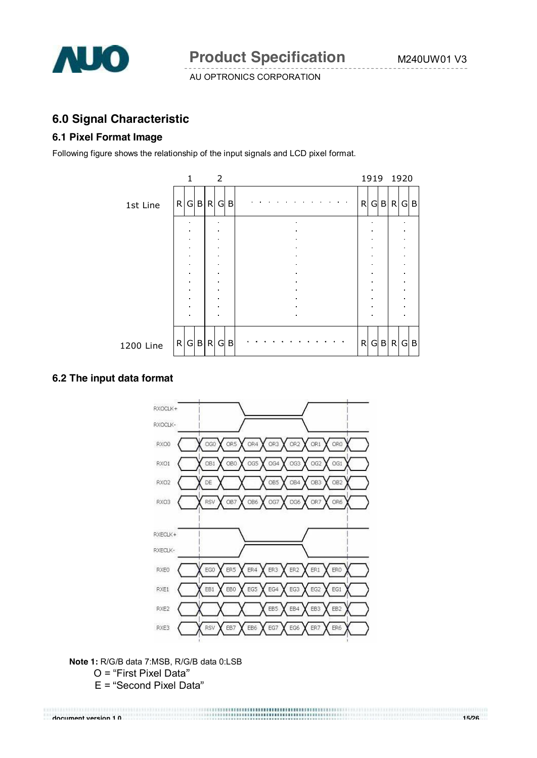## 6.0 Signal Characteristic

### 6.1 Pixel Format Image

Following figure shows the relationship of the input signals and LCD pixel format.

| | 1 | | | 2 | | | | 1919 | | | 1920 | | |
|---|---|---|---|---|---|---|---|---|---|---|---|---|---|
| 1st Line | R | G | B | R | G | B | . . . . . . . . . . . . | R | G | B | R | G | B |
| | ⋮ | | | ⋮ | | | ⋮ | ⋮ | | | ⋮ | | |
| 1200 Line | R | G | B | R | G | B | . . . . . . . . . . . . | R | G | B | R | G | B |

### 6.2 The input data format

| Signal | | | | | | | |
|---|---|---|---|---|---|---|---|
| RXOCLK+ / RXOCLK- | | | | | | | |
| RXO0 | OG0 | OR5 | OR4 | OR3 | OR2 | OR1 | OR0 |
| RXO1 | OB1 | OB0 | OG5 | OG4 | OG3 | OG2 | OG1 |
| RXO2 | DE | | | OB5 | OB4 | OB3 | OB2 |
| RXO3 | RSV | OB7 | OB6 | OG7 | OG6 | OR7 | OR6 |
| RXECLK+ / RXECLK- | | | | | | | |
| RXE0 | EG0 | ER5 | ER4 | ER3 | ER2 | ER1 | ER0 |
| RXE1 | EB1 | EB0 | EG5 | EG4 | EG3 | EG2 | EG1 |
| RXE2 | | | | EB5 | EB4 | EB3 | EB2 |
| RXE3 | RSV | EB7 | EB6 | EG7 | EG6 | ER7 | ER6 |

**Note 1:** R/G/B data 7:MSB, R/G/B data 0:LSB

O = "First Pixel Data"

E = "Second Pixel Data"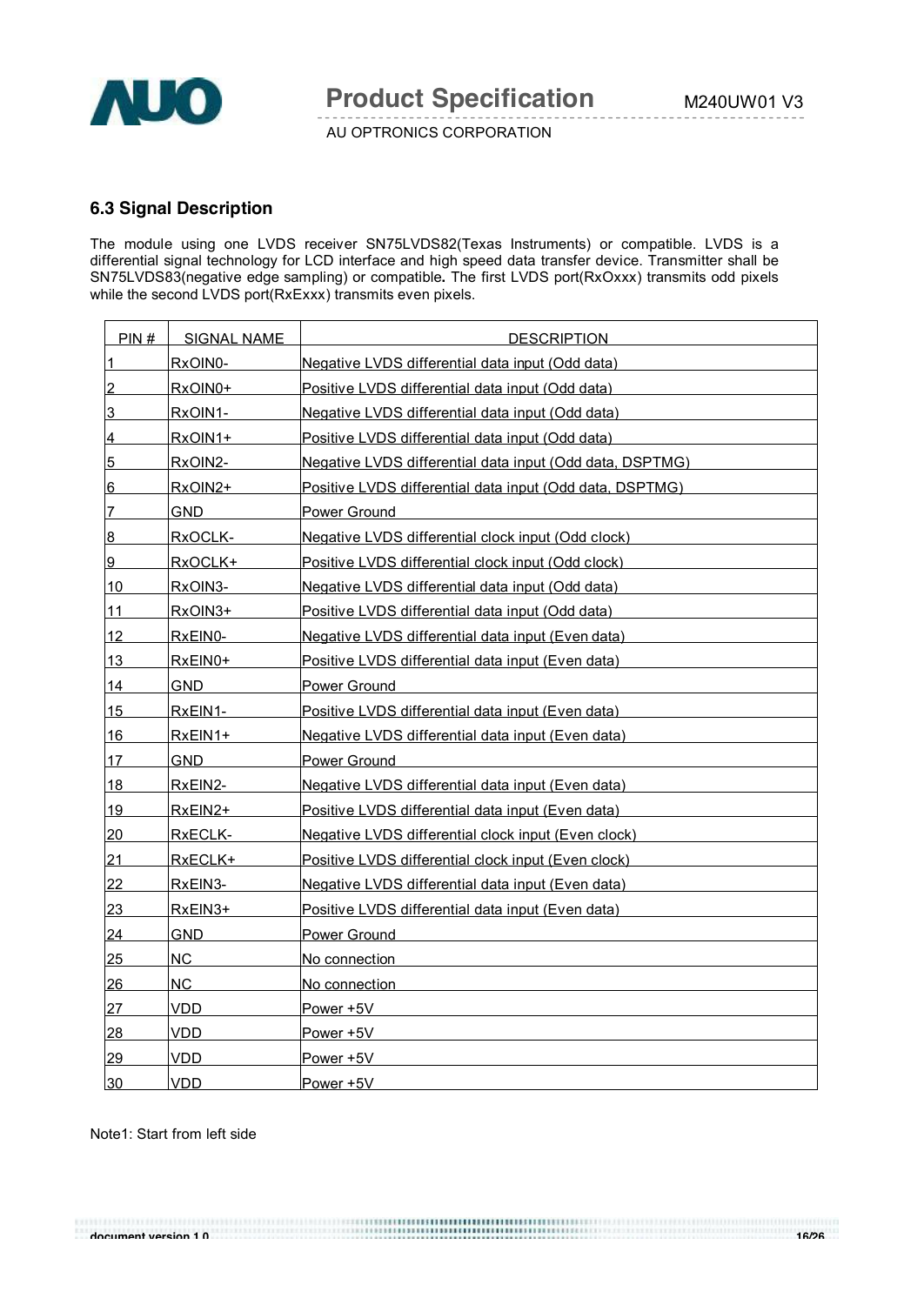### 6.3 Signal Description

The module using one LVDS receiver SN75LVDS82(Texas Instruments) or compatible. LVDS is a differential signal technology for LCD interface and high speed data transfer device. Transmitter shall be SN75LVDS83(negative edge sampling) or compatible**.** The first LVDS port(RxOxxx) transmits odd pixels while the second LVDS port(RxExxx) transmits even pixels.

| PIN # | SIGNAL NAME | DESCRIPTION |
|---|---|---|
| 1 | RxOIN0- | Negative LVDS differential data input (Odd data) |
| 2 | RxOIN0+ | Positive LVDS differential data input (Odd data) |
| 3 | RxOIN1- | Negative LVDS differential data input (Odd data) |
| 4 | RxOIN1+ | Positive LVDS differential data input (Odd data) |
| 5 | RxOIN2- | Negative LVDS differential data input (Odd data, DSPTMG) |
| 6 | RxOIN2+ | Positive LVDS differential data input (Odd data, DSPTMG) |
| 7 | GND | Power Ground |
| 8 | RxOCLK- | Negative LVDS differential clock input (Odd clock) |
| 9 | RxOCLK+ | Positive LVDS differential clock input (Odd clock) |
| 10 | RxOIN3- | Negative LVDS differential data input (Odd data) |
| 11 | RxOIN3+ | Positive LVDS differential data input (Odd data) |
| 12 | RxEIN0- | Negative LVDS differential data input (Even data) |
| 13 | RxEIN0+ | Positive LVDS differential data input (Even data) |
| 14 | GND | Power Ground |
| 15 | RxEIN1- | Positive LVDS differential data input (Even data) |
| 16 | RxEIN1+ | Negative LVDS differential data input (Even data) |
| 17 | GND | Power Ground |
| 18 | RxEIN2- | Negative LVDS differential data input (Even data) |
| 19 | RxEIN2+ | Positive LVDS differential data input (Even data) |
| 20 | RxECLK- | Negative LVDS differential clock input (Even clock) |
| 21 | RxECLK+ | Positive LVDS differential clock input (Even clock) |
| 22 | RxEIN3- | Negative LVDS differential data input (Even data) |
| 23 | RxEIN3+ | Positive LVDS differential data input (Even data) |
| 24 | GND | Power Ground |
| 25 | NC | No connection |
| 26 | NC | No connection |
| 27 | VDD | Power +5V |
| 28 | VDD | Power +5V |
| 29 | VDD | Power +5V |
| 30 | VDD | Power +5V |

Note1: Start from left side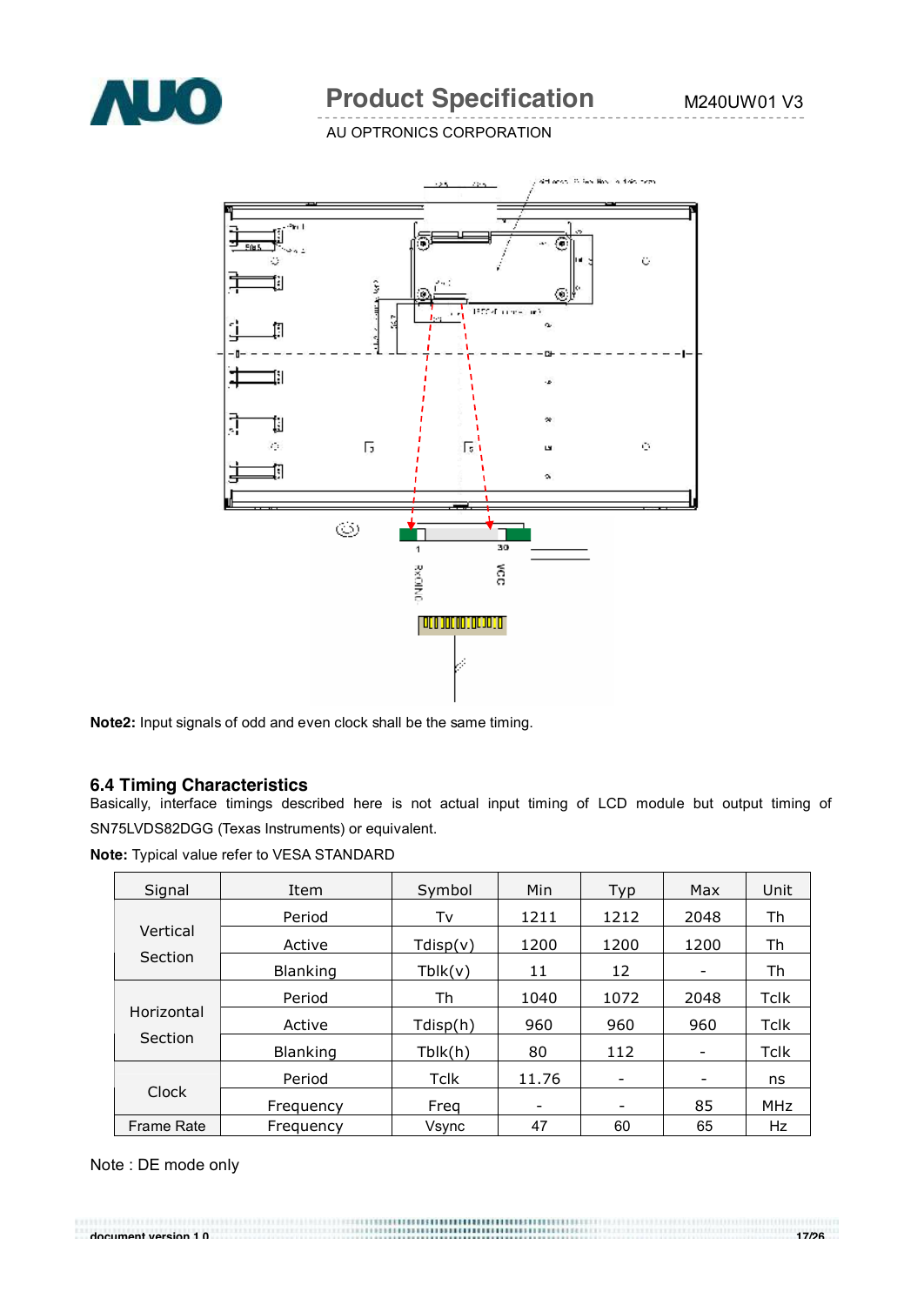**Note2:** Input signals of odd and even clock shall be the same timing.

### 6.4 Timing Characteristics

Basically, interface timings described here is not actual input timing of LCD module but output timing of SN75LVDS82DGG (Texas Instruments) or equivalent.

**Note:** Typical value refer to VESA STANDARD

| Signal | Item | Symbol | Min | Typ | Max | Unit |
|---|---|---|---|---|---|---|
| Vertical Section | Period | Tv | 1211 | 1212 | 2048 | Th |
| | Active | Tdisp(v) | 1200 | 1200 | 1200 | Th |
| | Blanking | Tblk(v) | 11 | 12 | - | Th |
| Horizontal Section | Period | Th | 1040 | 1072 | 2048 | Tclk |
| | Active | Tdisp(h) | 960 | 960 | 960 | Tclk |
| | Blanking | Tblk(h) | 80 | 112 | - | Tclk |
| Clock | Period | Tclk | 11.76 | - | - | ns |
| | Frequency | Freq | - | - | 85 | MHz |
| Frame Rate | Frequency | Vsync | 47 | 60 | 65 | Hz |

Note : DE mode only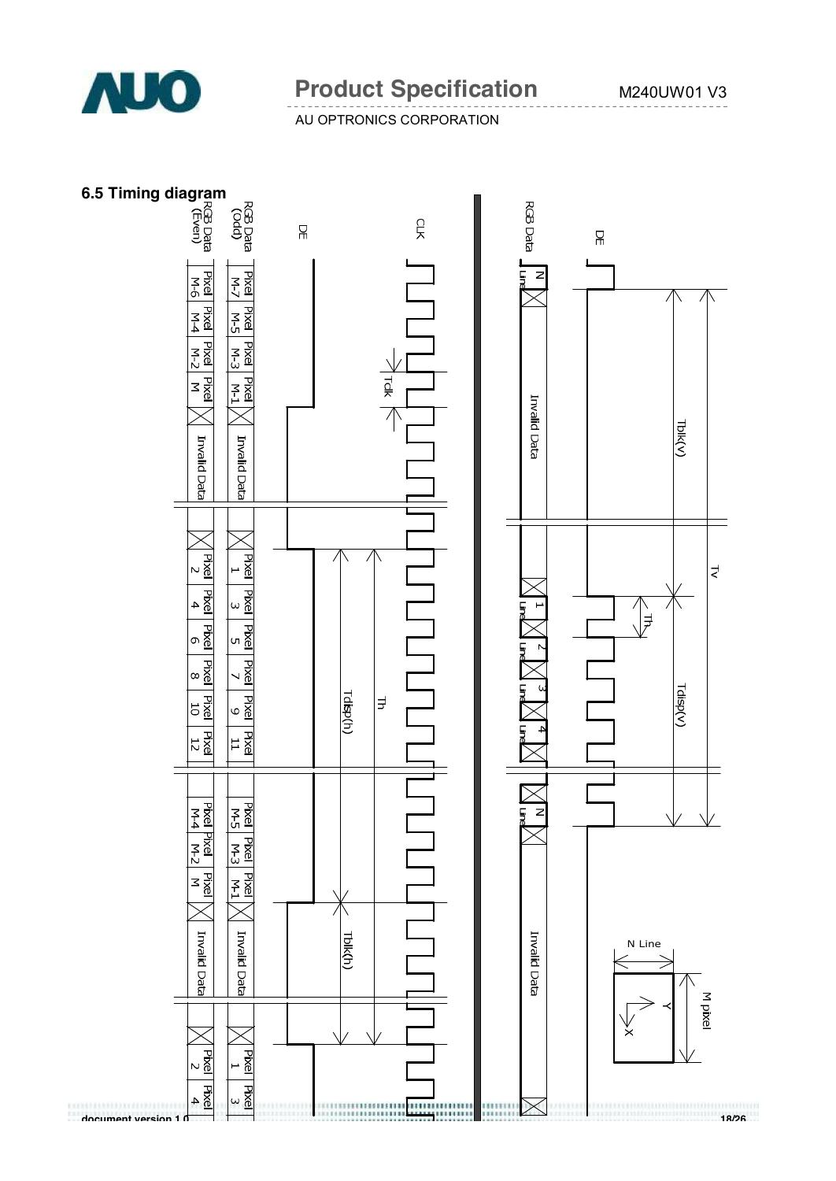## 6.5 Timing diagram

CLK

DE

RGB Data (Odd)

RGB Data (Even)

Tclk

Pixel M-7 | Pixel M-5 | Pixel M-3 | Pixel M-1 | Invalid Data | Pixel 1 | Pixel 3 | Pixel 5 | Pixel 7 | Pixel 9 | Pixel 11 | Pixel M-5 | Pixel M-3 | Pixel M-1 | Invalid Data | Pixel 1 | Pixel 3

Pixel M-6 | Pixel M-4 | Pixel M-2 | Pixel M | Invalid Data | Pixel 2 | Pixel 4 | Pixel 6 | Pixel 8 | Pixel 10 | Pixel 12 | Pixel M-4 | Pixel M-2 | Pixel M | Invalid Data | Pixel 2 | Pixel 4

Tdisp(h)

Th

Tblk(h)

DE

RGB Data

N Line | Invalid Data | 1 Line | 2 Line | 3 Line | 4 Line | N Line | Invalid Data

Tblk(v)

Tv

Th

Tdisp(v)

N Line

M pixel

X

Y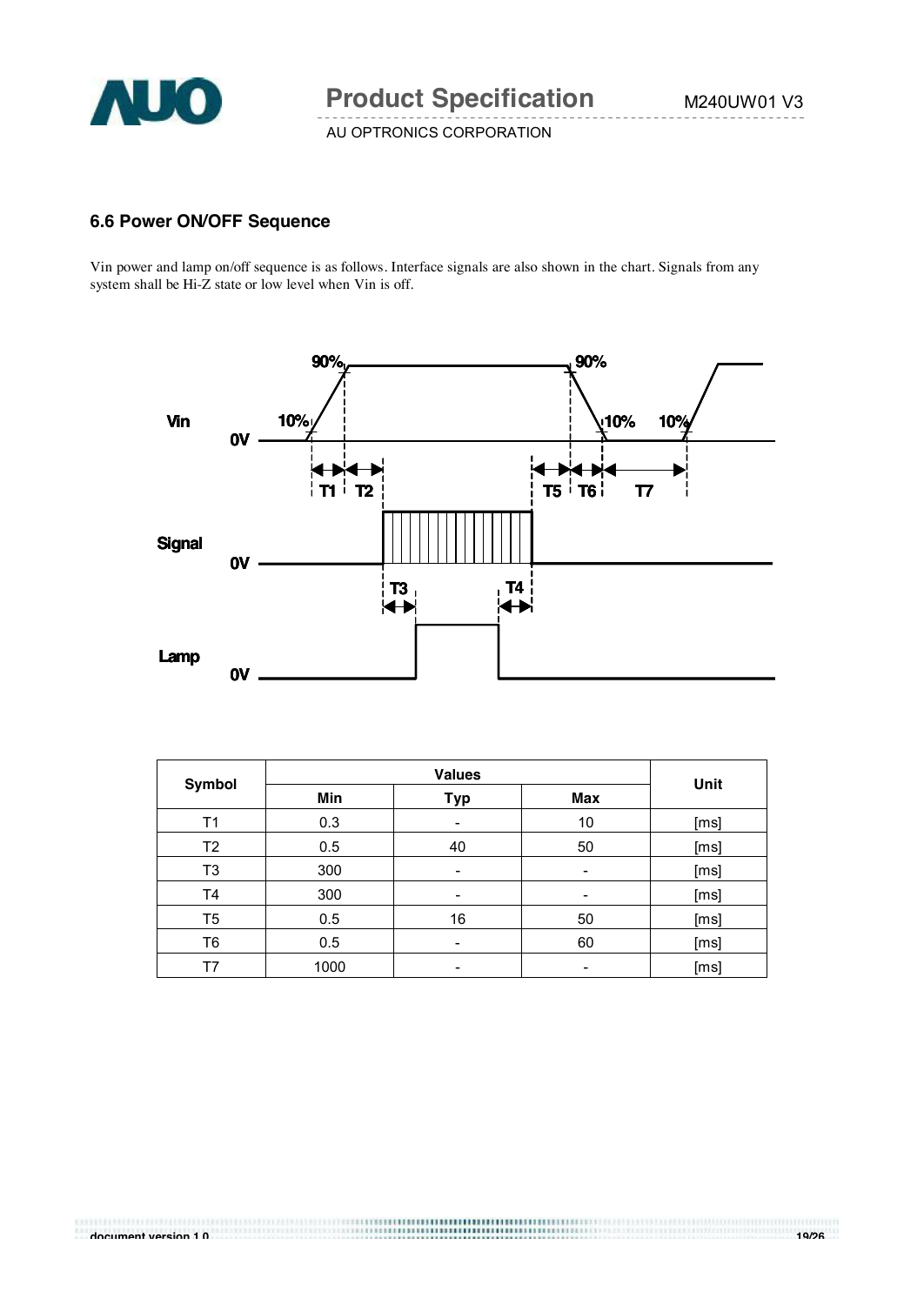### 6.6 Power ON/OFF Sequence

Vin power and lamp on/off sequence is as follows. Interface signals are also shown in the chart. Signals from any system shall be Hi-Z state or low level when Vin is off.

| Symbol | Values | | | Unit |
|---|---|---|---|---|
| | Min | Typ | Max | |
| T1 | 0.3 | - | 10 | [ms] |
| T2 | 0.5 | 40 | 50 | [ms] |
| T3 | 300 | - | - | [ms] |
| T4 | 300 | - | - | [ms] |
| T5 | 0.5 | 16 | 50 | [ms] |
| T6 | 0.5 | - | 60 | [ms] |
| T7 | 1000 | - | - | [ms] |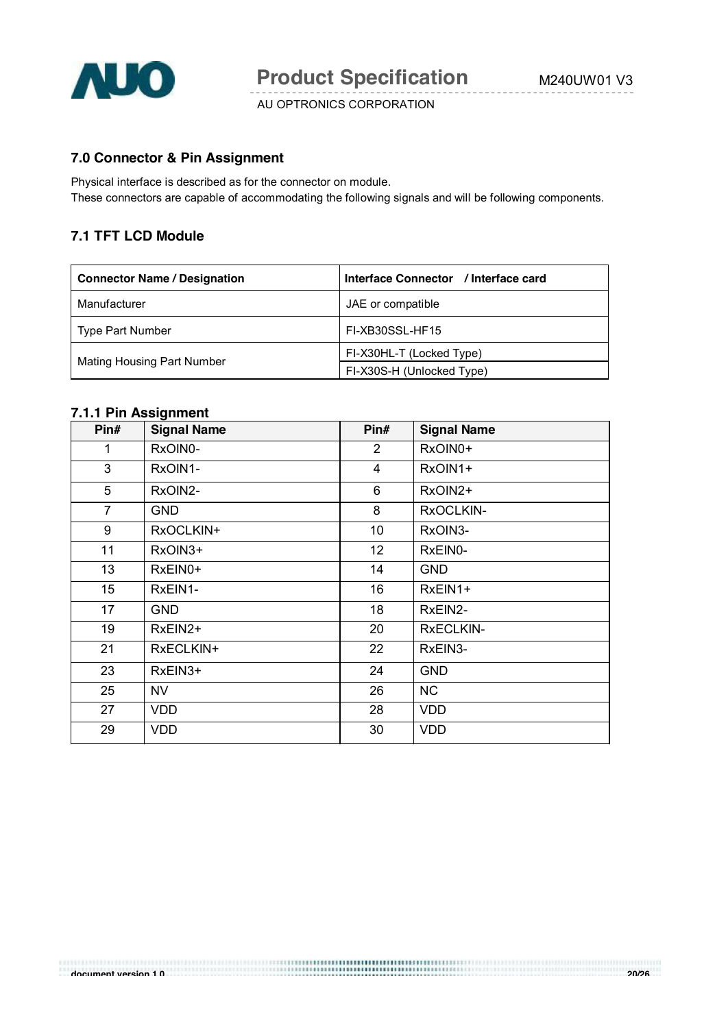## 7.0 Connector & Pin Assignment

Physical interface is described as for the connector on module.
These connectors are capable of accommodating the following signals and will be following components.

### 7.1 TFT LCD Module

| Connector Name / Designation | Interface Connector / Interface card |
|---|---|
| Manufacturer | JAE or compatible |
| Type Part Number | FI-XB30SSL-HF15 |
| Mating Housing Part Number | FI-X30HL-T (Locked Type) |
| | FI-X30S-H (Unlocked Type) |

#### 7.1.1 Pin Assignment

| Pin# | Signal Name | Pin# | Signal Name |
|---|---|---|---|
| 1 | RxOIN0- | 2 | RxOIN0+ |
| 3 | RxOIN1- | 4 | RxOIN1+ |
| 5 | RxOIN2- | 6 | RxOIN2+ |
| 7 | GND | 8 | RxOCLKIN- |
| 9 | RxOCLKIN+ | 10 | RxOIN3- |
| 11 | RxOIN3+ | 12 | RxEIN0- |
| 13 | RxEIN0+ | 14 | GND |
| 15 | RxEIN1- | 16 | RxEIN1+ |
| 17 | GND | 18 | RxEIN2- |
| 19 | RxEIN2+ | 20 | RxECLKIN- |
| 21 | RxECLKIN+ | 22 | RxEIN3- |
| 23 | RxEIN3+ | 24 | GND |
| 25 | NV | 26 | NC |
| 27 | VDD | 28 | VDD |
| 29 | VDD | 30 | VDD |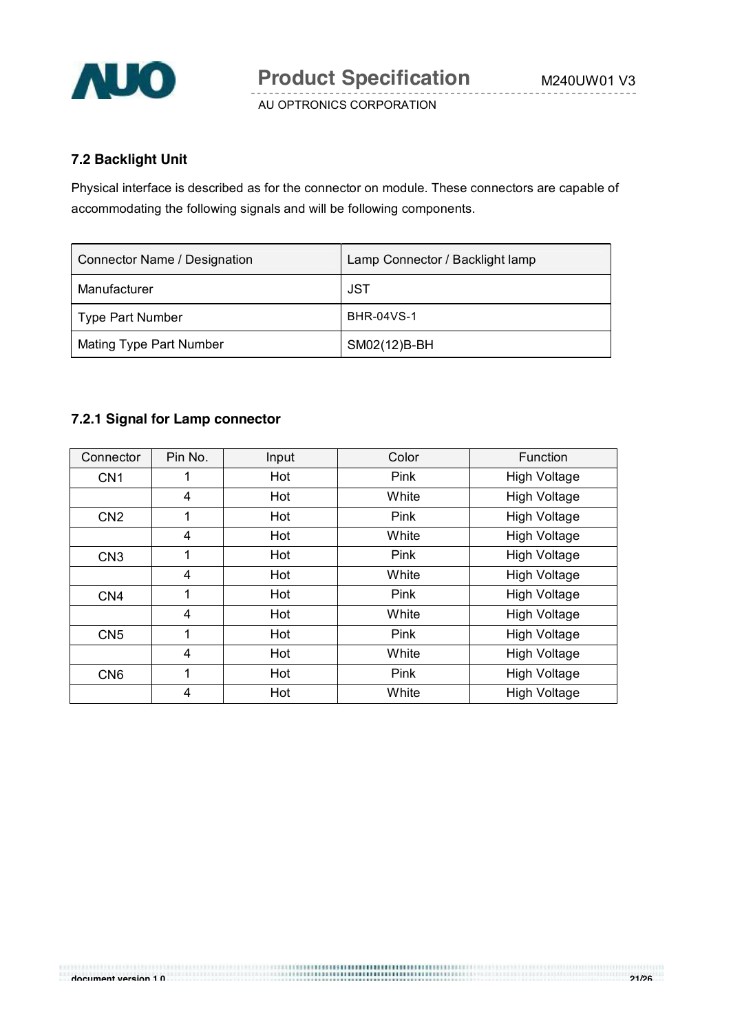### 7.2 Backlight Unit

Physical interface is described as for the connector on module. These connectors are capable of accommodating the following signals and will be following components.

| Connector Name / Designation | Lamp Connector / Backlight lamp |
|---|---|
| Manufacturer | JST |
| Type Part Number | BHR-04VS-1 |
| Mating Type Part Number | SM02(12)B-BH |

#### 7.2.1 Signal for Lamp connector

| Connector | Pin No. | Input | Color | Function |
|---|---|---|---|---|
| CN1 | 1 | Hot | Pink | High Voltage |
| | 4 | Hot | White | High Voltage |
| CN2 | 1 | Hot | Pink | High Voltage |
| | 4 | Hot | White | High Voltage |
| CN3 | 1 | Hot | Pink | High Voltage |
| | 4 | Hot | White | High Voltage |
| CN4 | 1 | Hot | Pink | High Voltage |
| | 4 | Hot | White | High Voltage |
| CN5 | 1 | Hot | Pink | High Voltage |
| | 4 | Hot | White | High Voltage |
| CN6 | 1 | Hot | Pink | High Voltage |
| | 4 | Hot | White | High Voltage |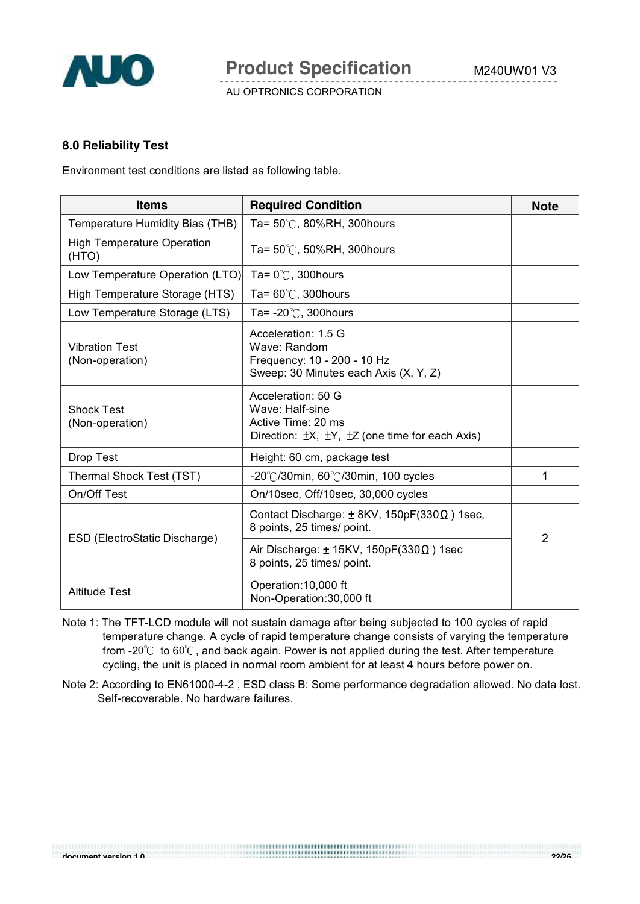## 8.0 Reliability Test

Environment test conditions are listed as following table.

| Items | Required Condition | Note |
|---|---|---|
| Temperature Humidity Bias (THB) | Ta= 50℃, 80%RH, 300hours | |
| High Temperature Operation (HTO) | Ta= 50℃, 50%RH, 300hours | |
| Low Temperature Operation (LTO) | Ta= 0℃, 300hours | |
| High Temperature Storage (HTS) | Ta= 60℃, 300hours | |
| Low Temperature Storage (LTS) | Ta= -20℃, 300hours | |
| Vibration Test (Non-operation) | Acceleration: 1.5 G<br>Wave: Random<br>Frequency: 10 - 200 - 10 Hz<br>Sweep: 30 Minutes each Axis (X, Y, Z) | |
| Shock Test (Non-operation) | Acceleration: 50 G<br>Wave: Half-sine<br>Active Time: 20 ms<br>Direction: ±X, ±Y, ±Z (one time for each Axis) | |
| Drop Test | Height: 60 cm, package test | |
| Thermal Shock Test (TST) | -20℃/30min, 60℃/30min, 100 cycles | 1 |
| On/Off Test | On/10sec, Off/10sec, 30,000 cycles | |
| ESD (ElectroStatic Discharge) | Contact Discharge: ± 8KV, 150pF(330Ω ) 1sec, 8 points, 25 times/ point. | 2 |
| | Air Discharge: ± 15KV, 150pF(330Ω ) 1sec 8 points, 25 times/ point. | |
| Altitude Test | Operation:10,000 ft<br>Non-Operation:30,000 ft | |

Note 1: The TFT-LCD module will not sustain damage after being subjected to 100 cycles of rapid temperature change. A cycle of rapid temperature change consists of varying the temperature from -20℃ to 60℃, and back again. Power is not applied during the test. After temperature cycling, the unit is placed in normal room ambient for at least 4 hours before power on.

Note 2: According to EN61000-4-2 , ESD class B: Some performance degradation allowed. No data lost. Self-recoverable. No hardware failures.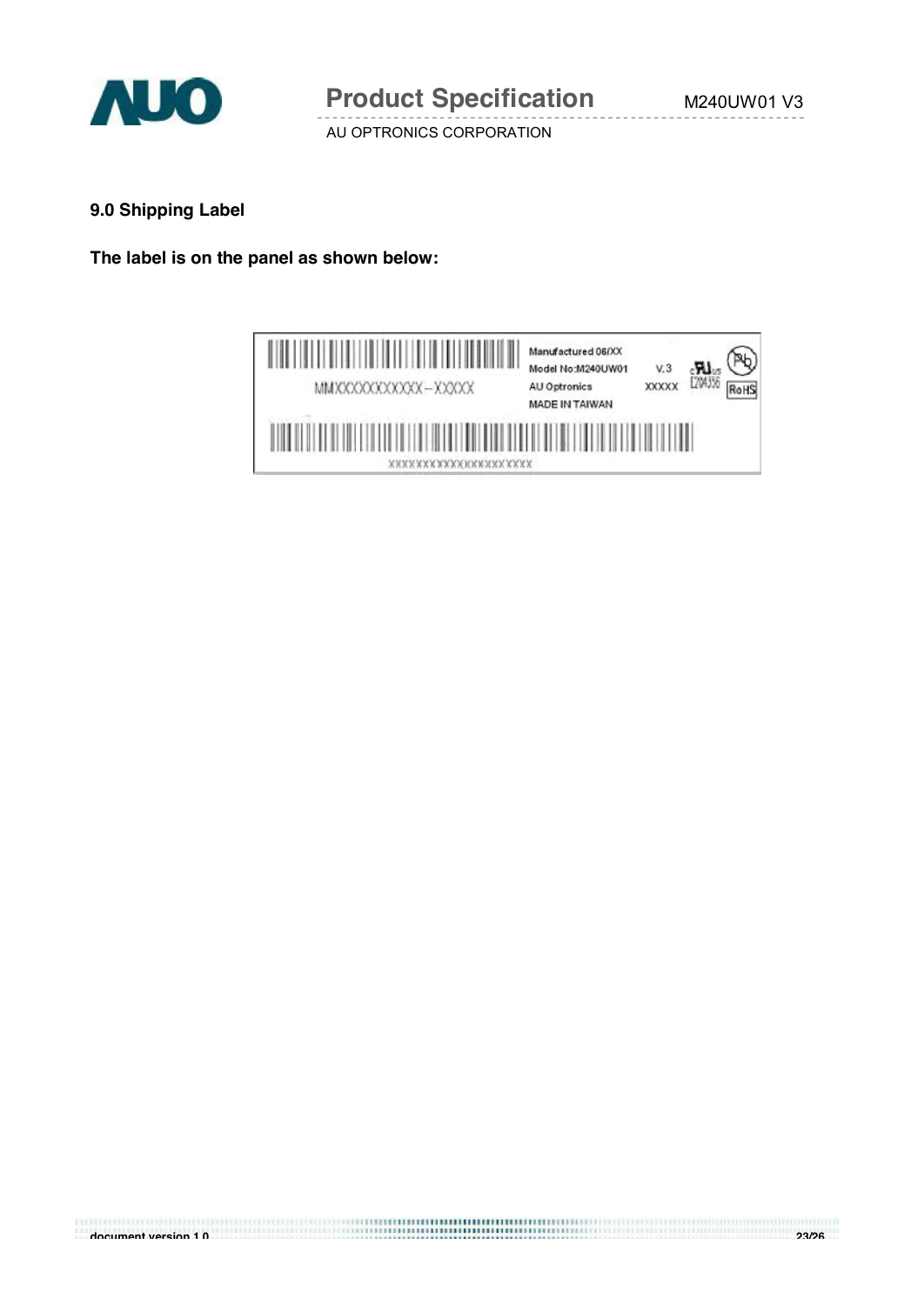## 9.0 Shipping Label

**The label is on the panel as shown below:**

MMXXXXXXXXXXX – XXXXX

Manufactured 06/XX
Model No:M240UW01 V.3
AU Optronics XXXXX
MADE IN TAIWAN

E204356

RoHS

XXXXXXXXXXXXXXXXXXXXXX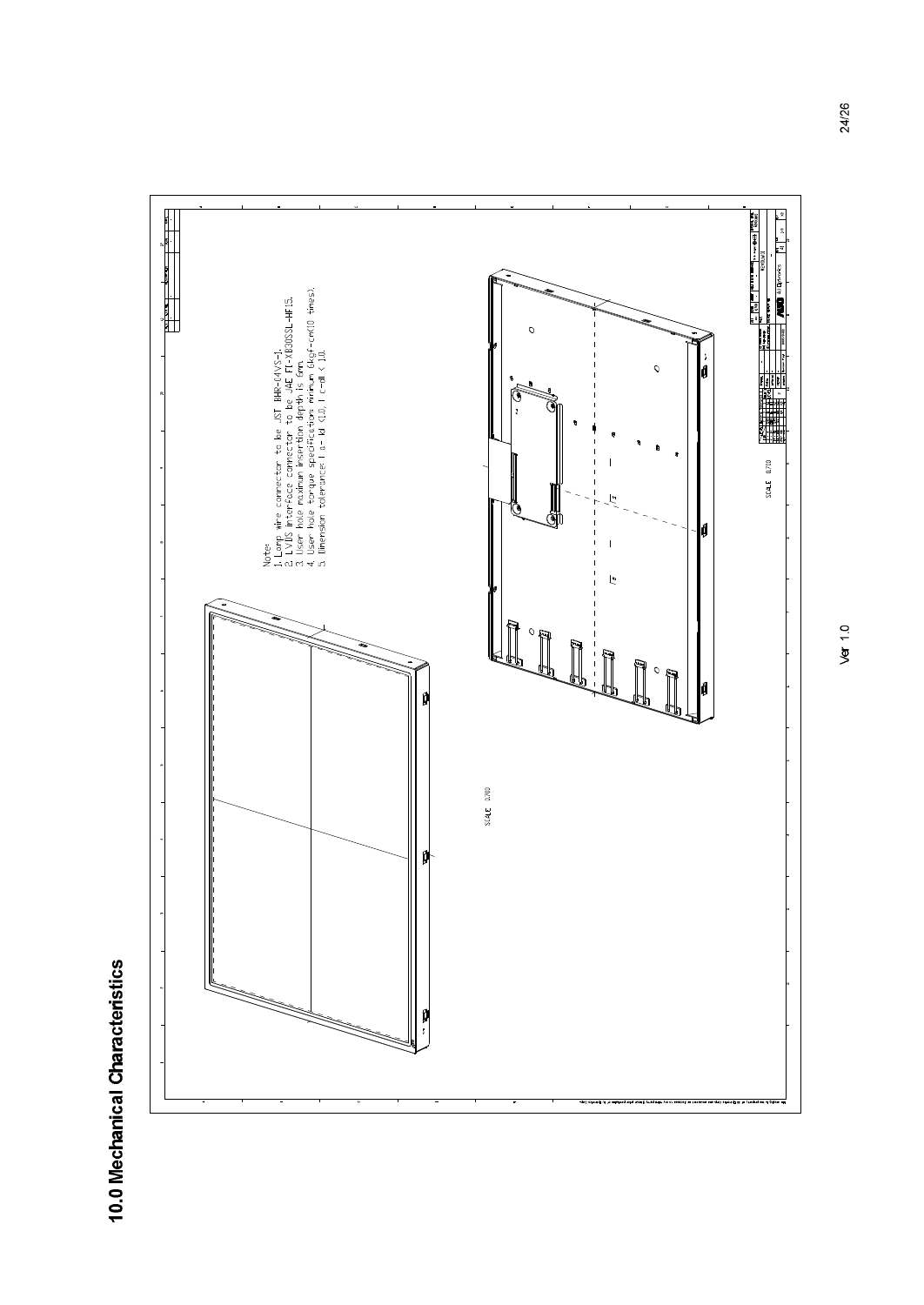# 10.0 Mechanical Characteristics

Note:

1. Lamp wire connector to be JST BHR-04VS-1.
2. LVDS interface connector to be JAE FI-XB30SSL-HF15.
3. User hole maximum insertion depth is 6mm.
4. User hole torque specification: minimum 6kgf-cm(10 times).
5. Dimension tolerance: | a - b| <1.0, | c-d| < 1.0.

SCALE 0.700

SCALE 0.700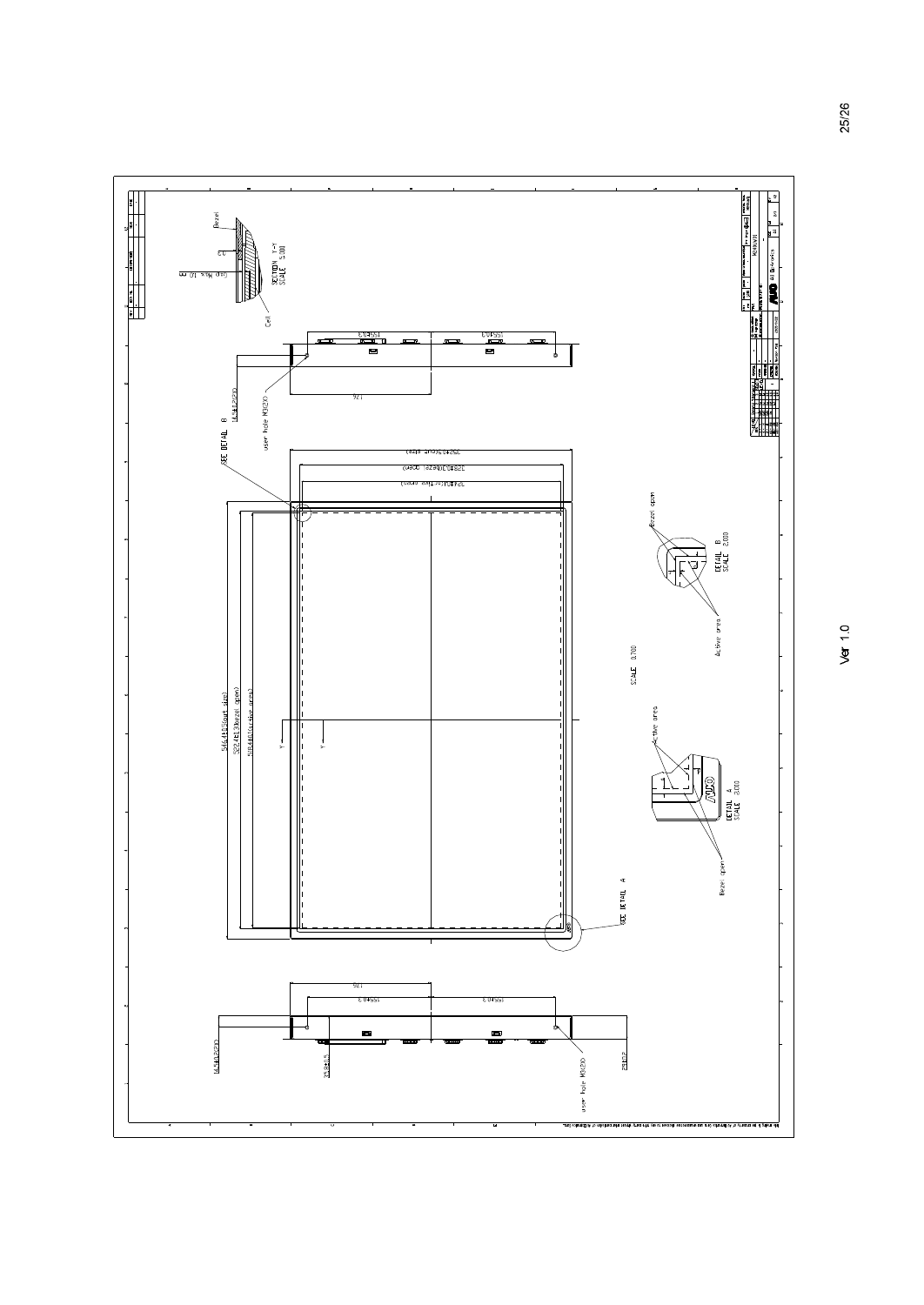Bezel

SECTION Y-Y
SCALE 5.000

Cell

155±0.3

155±0.3

176

14.4±1.2(3D)

user hole M3(3D)

SEE DETAIL B

332±0.5(out size)

328±0.3(bezel open)

324±0.3(active area)

546.4±0.5(out size)

532.4±0.3(bezel open)

518.4±0.3(active area)

Bezel open

Active area

DETAIL B
SCALE 2.000

SCALE 0.700

Active area

Bezel open

DETAIL A
SCALE 2.000

SEE DETAIL A

176

155±0.3

155±0.3

14.4±1.2(3D)

35.8±0.5

user hole M3(3D)

AU Optronics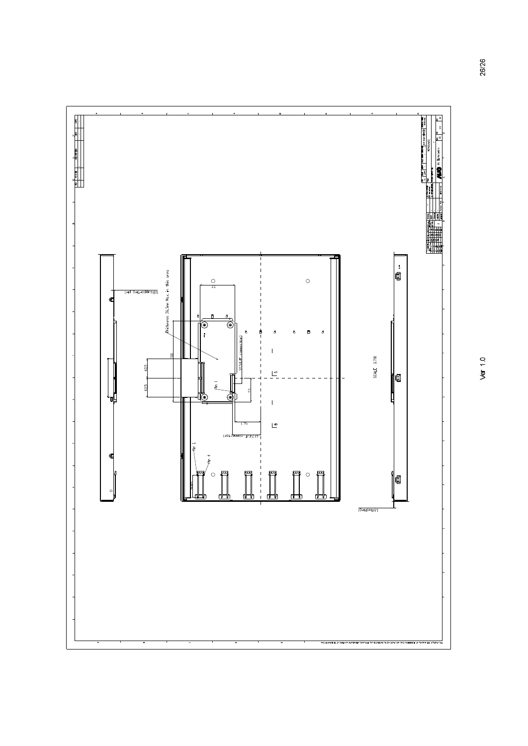Thickness 36.3mm Max. in this area

(Supporting pin)

Pin 1

Pin 4

SCALE 0.700

(Bushing)

425

425

186

77

51